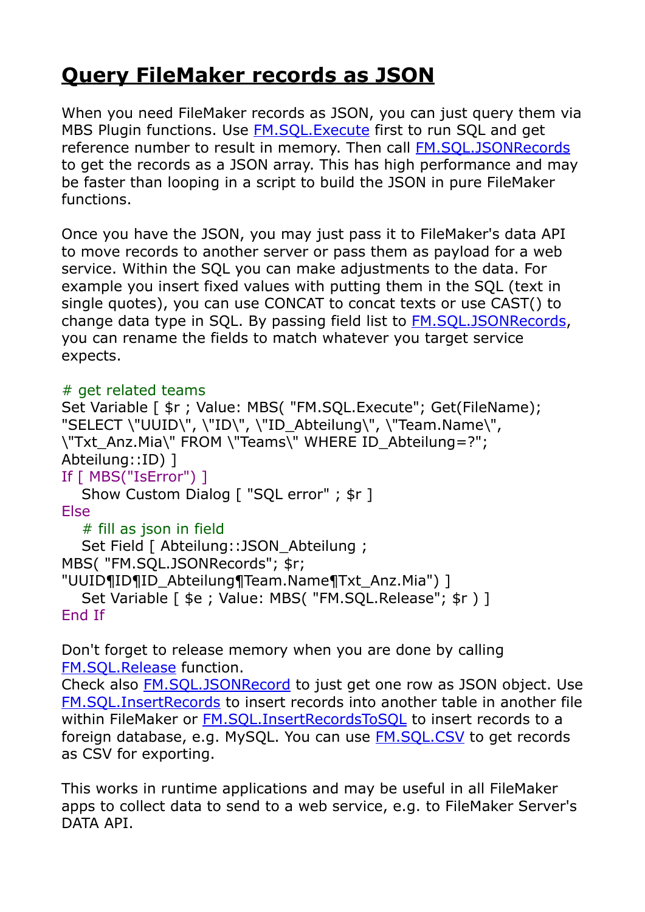# Query FileMaker records as JSON

When you need FileMaker records as JSON, you can just query them via MBS Plugin functions. Use [FM.SQL.Execute](FM.SQL.Execute) first to run SQL and get reference number to result in memory. Then call [FM.SQL.JSONRecords](FM.SQL.JSONRecords) to get the records as a JSON array. This has high performance and may be faster than looping in a script to build the JSON in pure FileMaker functions.

Once you have the JSON, you may just pass it to FileMaker's data API to move records to another server or pass them as payload for a web service. Within the SQL you can make adjustments to the data. For example you insert fixed values with putting them in the SQL (text in single quotes), you can use CONCAT to concat texts or use CAST() to change data type in SQL. By passing field list to [FM.SQL.JSONRecords](FM.SQL.JSONRecords), you can rename the fields to match whatever you target service expects.

```
# get related teams
Set Variable [ $r ; Value: MBS( "FM.SQL.Execute"; Get(FileName);
"SELECT \"UUID\", \"ID\", \"ID_Abteilung\", \"Team.Name\",
\"Txt_Anz.Mia\" FROM \"Teams\" WHERE ID_Abteilung=?";
Abteilung::ID) ]
If [ MBS("IsError") ]
   Show Custom Dialog [ "SQL error" ; $r ]
Else
   # fill as json in field
   Set Field [ Abteilung::JSON_Abteilung ;
MBS( "FM.SQL.JSONRecords"; $r;
"UUID¶ID¶ID_Abteilung¶Team.Name¶Txt_Anz.Mia") ]
   Set Variable [ $e ; Value: MBS( "FM.SQL.Release"; $r ) ]
End If
```

Don't forget to release memory when you are done by calling [FM.SQL.Release](FM.SQL.Release) function.
Check also [FM.SQL.JSONRecord](FM.SQL.JSONRecord) to just get one row as JSON object. Use [FM.SQL.InsertRecords](FM.SQL.InsertRecords) to insert records into another table in another file within FileMaker or [FM.SQL.InsertRecordsToSQL](FM.SQL.InsertRecordsToSQL) to insert records to a foreign database, e.g. MySQL. You can use [FM.SQL.CSV](FM.SQL.CSV) to get records as CSV for exporting.

This works in runtime applications and may be useful in all FileMaker apps to collect data to send to a web service, e.g. to FileMaker Server's DATA API.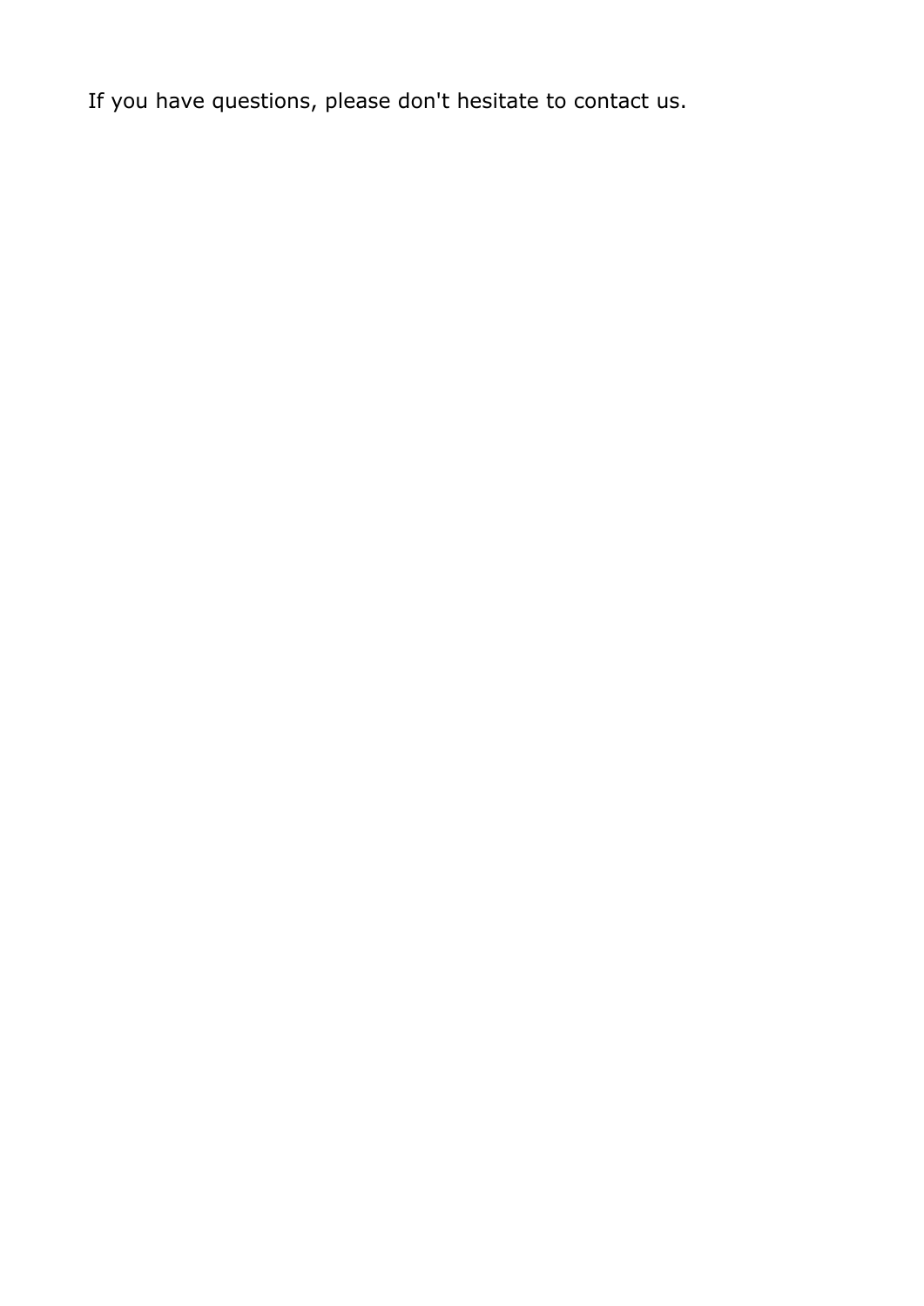If you have questions, please don't hesitate to contact us.